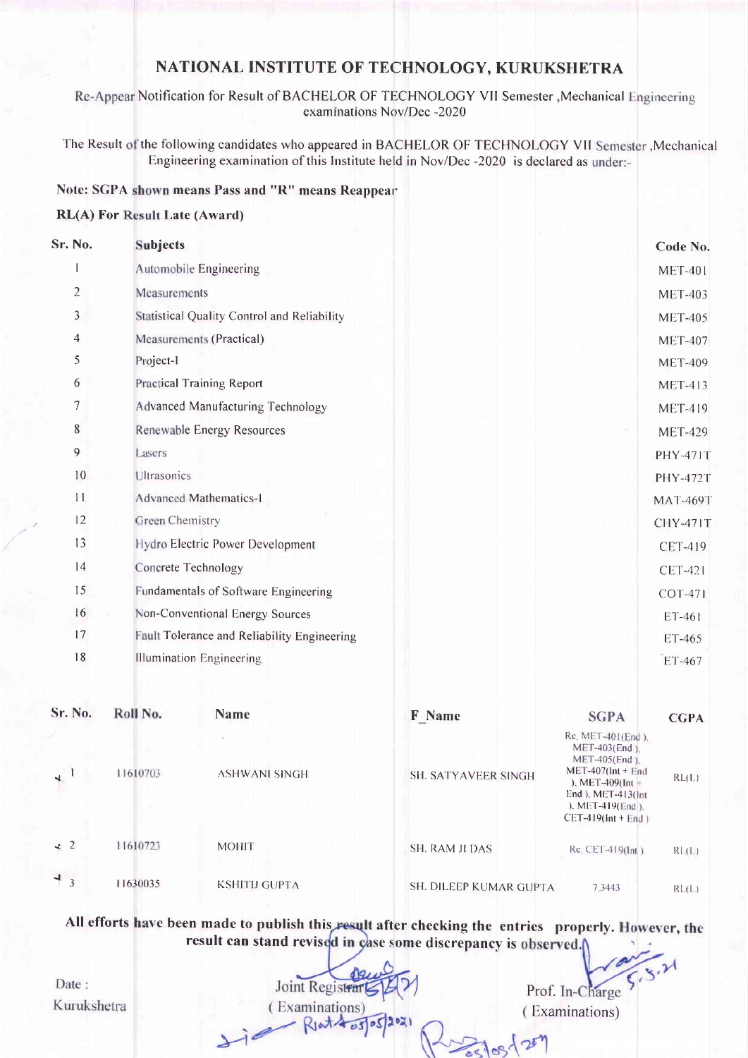# NATIONAL INSTITUTE OF TECHNOLOGY, KURUKSHETRA

Re-Appear Notification for Result of BACHELOR OF TECHNOLOGY VII Semester ,Mechanical Engineering examinations Nov/Dec -2020

The Result of the following candidates who appeared in BACHELOR OF TECHNOLOGY VII Semester ,Mechanical Engineering examination of this Institute held in Nov/Dec -2020 is declared as under:-

**Note: SGPA shown means Pass and "R" means Reappear**

**RL(A) For Result Late (Award)**

| Sr. No. | Subjects | Code No. |
|---|---|---|
| 1 | Automobile Engineering | MET-401 |
| 2 | Measurements | MET-403 |
| 3 | Statistical Quality Control and Reliability | MET-405 |
| 4 | Measurements (Practical) | MET-407 |
| 5 | Project-I | MET-409 |
| 6 | Practical Training Report | MET-413 |
| 7 | Advanced Manufacturing Technology | MET-419 |
| 8 | Renewable Energy Resources | MET-429 |
| 9 | Lasers | PHY-471T |
| 10 | Ultrasonics | PHY-472T |
| 11 | Advanced Mathematics-I | MAT-469T |
| 12 | Green Chemistry | CHY-471T |
| 13 | Hydro Electric Power Development | CET-419 |
| 14 | Concrete Technology | CET-421 |
| 15 | Fundamentals of Software Engineering | COT-471 |
| 16 | Non-Conventional Energy Sources | ET-461 |
| 17 | Fault Tolerance and Reliability Engineering | ET-465 |
| 18 | Illumination Engineering | ET-467 |

| Sr. No. | Roll No. | Name | F_Name | SGPA | CGPA |
|---|---|---|---|---|---|
| 1 | 11610703 | ASHWANI SINGH | SH. SATYAVEER SINGH | Re. MET-401(End ), MET-403(End ), MET-405(End ), MET-407(Int + End ), MET-409(Int + End ), MET-413(Int ), MET-419(End ), CET-419(Int + End ) | RL(L) |
| 2 | 11610723 | MOHIT | SH. RAM JI DAS | Re. CET-419(Int ) | RL(L) |
| 3 | 11630035 | KSHITIJ GUPTA | SH. DILEEP KUMAR GUPTA | 7.3443 | RL(L) |

**All efforts have been made to publish this result after checking the entries properly. However, the result can stand revised in case some discrepancy is observed.**

Date :

Kurukshetra

Joint Registrar
( Examinations)

Prof. In-Charge
( Examinations)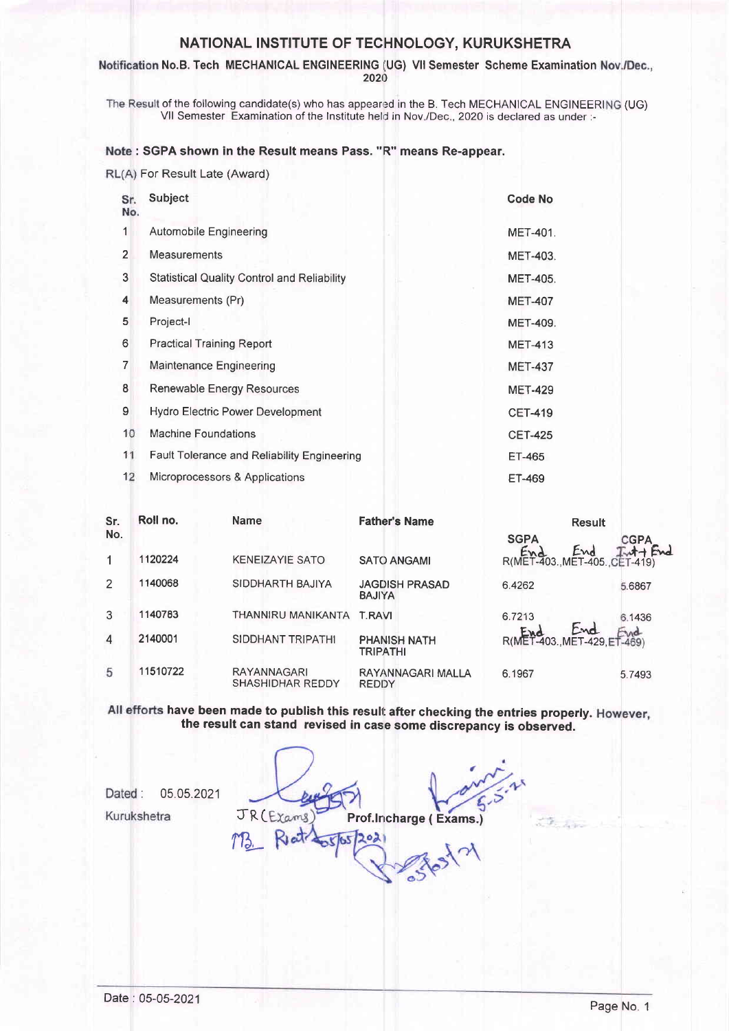# NATIONAL INSTITUTE OF TECHNOLOGY, KURUKSHETRA

**Notification No.B. Tech MECHANICAL ENGINEERING (UG) VII Semester Scheme Examination Nov./Dec., 2020**

The Result of the following candidate(s) who has appeared in the B. Tech MECHANICAL ENGINEERING (UG) VII Semester Examination of the Institute held in Nov./Dec., 2020 is declared as under :-

**Note : SGPA shown in the Result means Pass. "R" means Re-appear.**

RL(A) For Result Late (Award)

| Sr. No. | Subject | Code No |
|---|---|---|
| 1 | Automobile Engineering | MET-401. |
| 2 | Measurements | MET-403. |
| 3 | Statistical Quality Control and Reliability | MET-405. |
| 4 | Measurements (Pr) | MET-407 |
| 5 | Project-I | MET-409. |
| 6 | Practical Training Report | MET-413 |
| 7 | Maintenance Engineering | MET-437 |
| 8 | Renewable Energy Resources | MET-429 |
| 9 | Hydro Electric Power Development | CET-419 |
| 10 | Machine Foundations | CET-425 |
| 11 | Fault Tolerance and Reliability Engineering | ET-465 |
| 12 | Microprocessors & Applications | ET-469 |

| Sr. No. | Roll no. | Name | Father's Name | Result SGPA | Result CGPA |
|---|---|---|---|---|---|
| 1 | 1120224 | KENEIZAYIE SATO | SATO ANGAMI | R(MET-403.,MET-405.,CET-419) (End, End, Int+End) | |
| 2 | 1140068 | SIDDHARTH BAJIYA | JAGDISH PRASAD BAJIYA | 6.4262 | 5.6867 |
| 3 | 1140783 | THANNIRU MANIKANTA | T.RAVI | 6.7213 | 6.1436 |
| 4 | 2140001 | SIDDHANT TRIPATHI | PHANISH NATH TRIPATHI | R(MET-403.,MET-429,ET-469) (End, End, End) | |
| 5 | 11510722 | RAYANNAGARI SHASHIDHAR REDDY | RAYANNAGARI MALLA REDDY | 6.1967 | 5.7493 |

**All efforts have been made to publish this result after checking the entries properly. However, the result can stand revised in case some discrepancy is observed.**

Dated : 05.05.2021

Kurukshetra

JR(Exams) Prof.Incharge ( Exams.)

MB. Rati 05/05/2021

Date : 05-05-2021